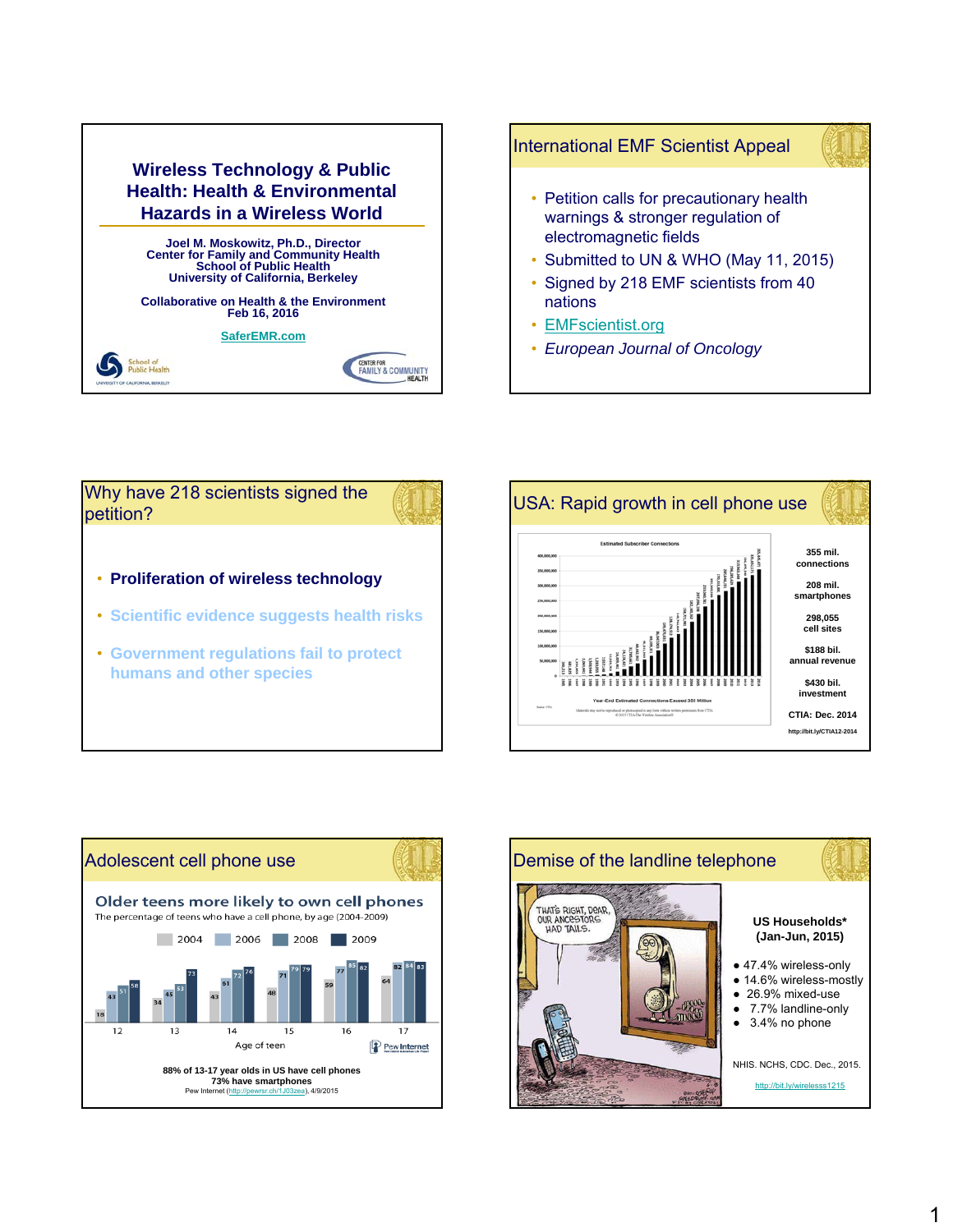# Wireless Technology & Public Health: Health & Environmental Hazards in a Wireless World

**Joel M. Moskowitz, Ph.D., Director**
**Center for Family and Community Health**
**School of Public Health**
**University of California, Berkeley**

**Collaborative on Health & the Environment**
**Feb 16, 2016**

**SaferEMR.com**

School of Public Health, University of California, Berkeley

Center for Family & Community Health

## International EMF Scientist Appeal

- Petition calls for precautionary health warnings & stronger regulation of electromagnetic fields
- Submitted to UN & WHO (May 11, 2015)
- Signed by 218 EMF scientists from 40 nations
- EMFscientist.org
- *European Journal of Oncology*

## Why have 218 scientists signed the petition?

- **Proliferation of wireless technology**
- **Scientific evidence suggests health risks**
- **Government regulations fail to protect humans and other species**

## USA: Rapid growth in cell phone use

Estimated Subscriber Connections

Year-End Estimated Connections Exceed 355 Million

355 mil. connections

208 mil. smartphones

298,055 cell sites

$188 bil. annual revenue

$430 bil. investment

CTIA: Dec. 2014

http://bit.ly/CTIA12-2014

## Adolescent cell phone use

**Older teens more likely to own cell phones**

The percentage of teens who have a cell phone, by age (2004-2009)

| Age of teen | 2004 | 2006 | 2008 | 2009 |
|---|---|---|---|---|
| 12 | 18 | 43 | 51 | 58 |
| 13 | 34 | 45 | 53 | 73 |
| 14 | 43 | 61 | 72 | 76 |
| 15 | 48 | 71 | 79 | 79 |
| 16 | 59 | 77 | 85 | 82 |
| 17 | 64 | 82 | 84 | 83 |

Pew Internet

88% of 13-17 year olds in US have cell phones
73% have smartphones
Pew Internet (http://pewrsr.ch/1J03zea), 4/9/2015

## Demise of the landline telephone

**US Households***
**(Jan-Jun, 2015)**

- 47.4% wireless-only
- 14.6% wireless-mostly
- 26.9% mixed-use
- 7.7% landline-only
- 3.4% no phone

NHIS. NCHS, CDC. Dec., 2015.

http://bit.ly/wirelesss1215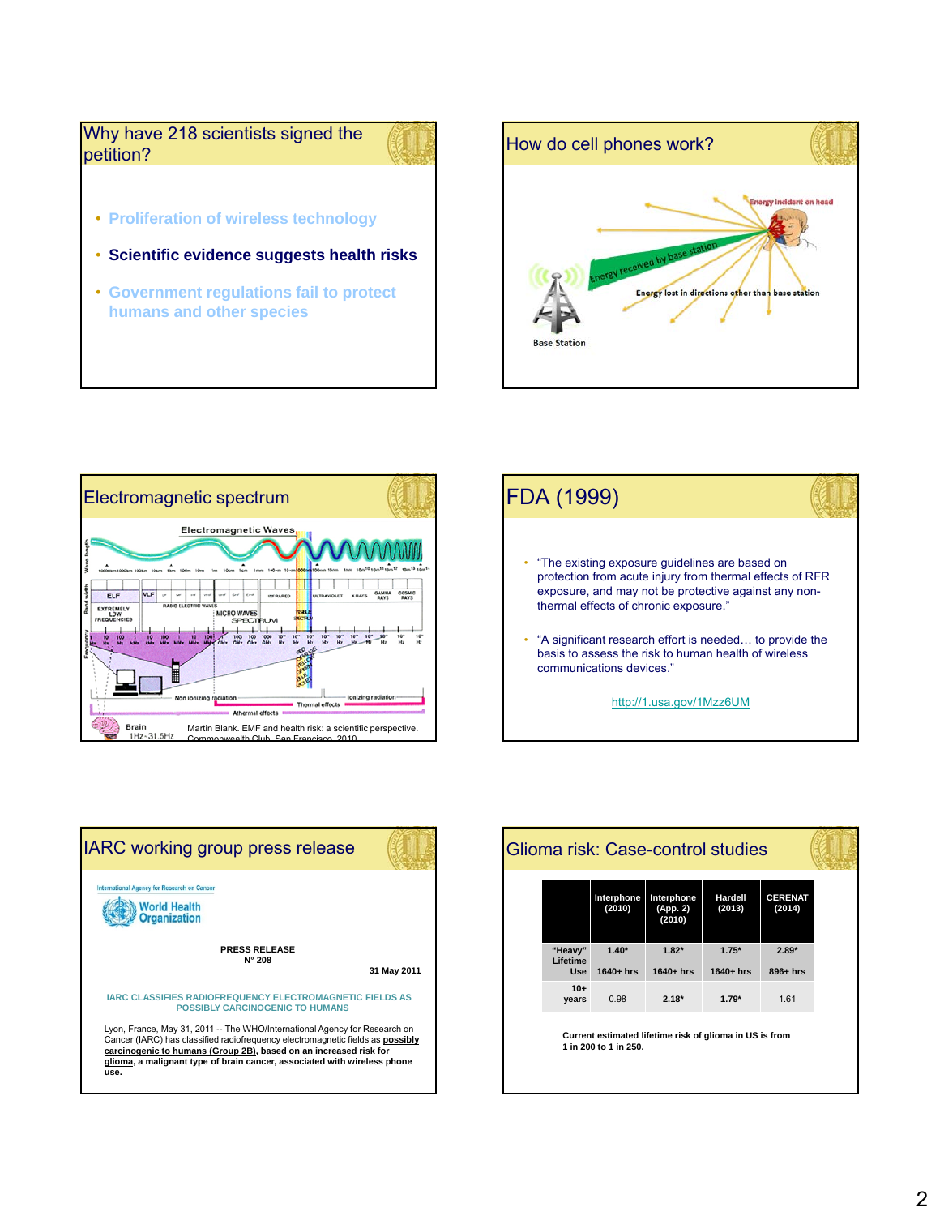## Why have 218 scientists signed the petition?

- Proliferation of wireless technology
- **Scientific evidence suggests health risks**
- Government regulations fail to protect humans and other species

## How do cell phones work?

Energy incident on head

Energy received by base station

Energy lost in directions other than base station

Base Station

## Electromagnetic spectrum

Electromagnetic Waves

Non ionizing radiation — Ionizing radiation

Thermal effects

Athermal effects

Brain 1Hz-31.5Hz

Martin Blank. EMF and health risk: a scientific perspective. Commonwealth Club, San Francisco, 2010.

## FDA (1999)

- "The existing exposure guidelines are based on protection from acute injury from thermal effects of RFR exposure, and may not be protective against any non-thermal effects of chronic exposure."
- "A significant research effort is needed… to provide the basis to assess the risk to human health of wireless communications devices."

http://1.usa.gov/1Mzz6UM

## IARC working group press release

International Agency for Research on Cancer

World Health Organization

**PRESS RELEASE**
**N° 208**

**31 May 2011**

**IARC CLASSIFIES RADIOFREQUENCY ELECTROMAGNETIC FIELDS AS POSSIBLY CARCINOGENIC TO HUMANS**

Lyon, France, May 31, 2011 -- The WHO/International Agency for Research on Cancer (IARC) has classified radiofrequency electromagnetic fields as **possibly carcinogenic to humans (Group 2B), based on an increased risk for glioma, a malignant type of brain cancer, associated with wireless phone use.**

## Glioma risk: Case-control studies

| | Interphone (2010) | Interphone (App. 2) (2010) | Hardell (2013) | CERENAT (2014) |
|---|---|---|---|---|
| "Heavy" Lifetime Use | 1.40* 1640+ hrs | 1.82* 1640+ hrs | 1.75* 1640+ hrs | 2.89* 896+ hrs |
| 10+ years | 0.98 | 2.18* | 1.79* | 1.61 |

**Current estimated lifetime risk of glioma in US is from 1 in 200 to 1 in 250.**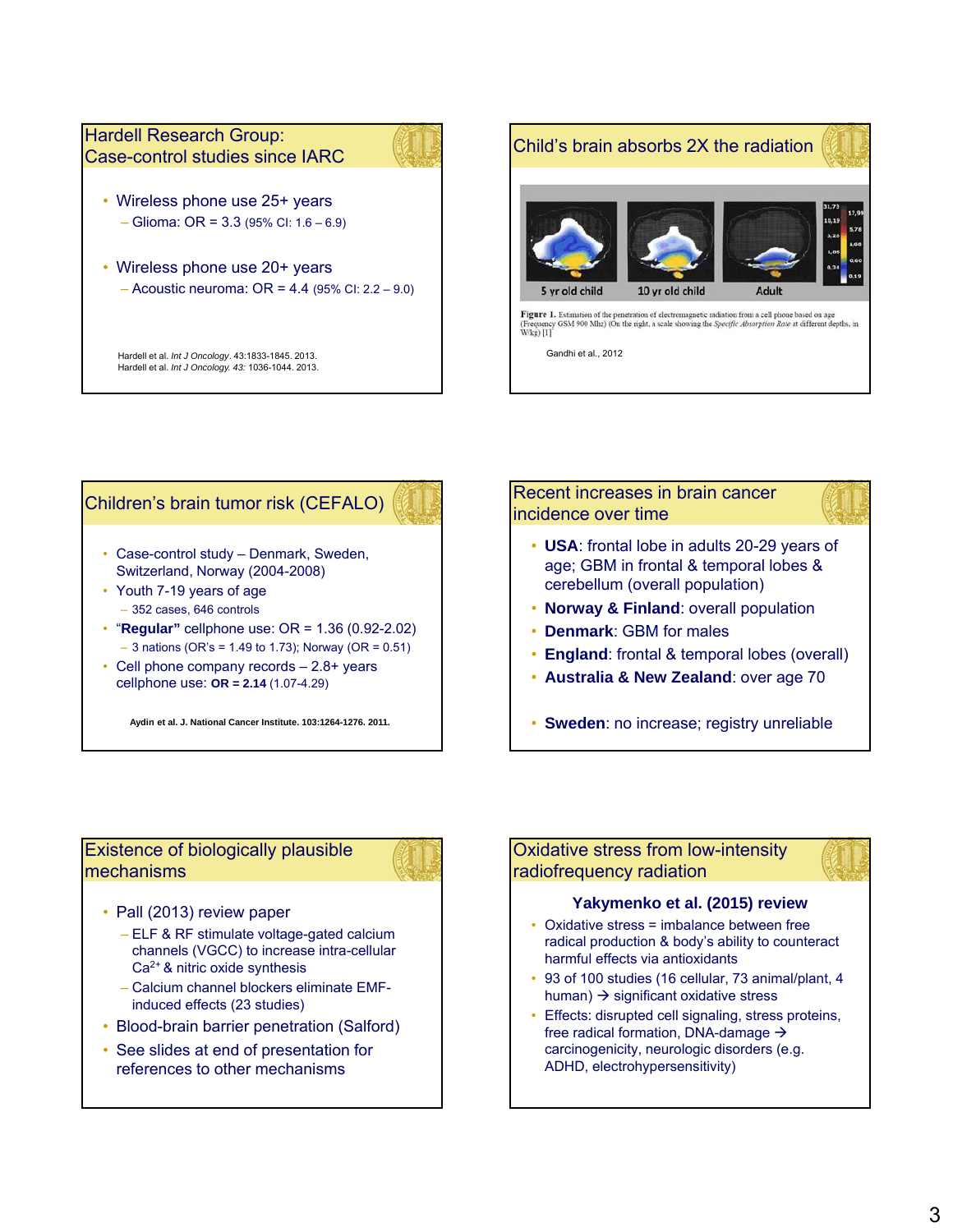## Hardell Research Group: Case-control studies since IARC

- Wireless phone use 25+ years
  - Glioma: OR = 3.3 (95% CI: 1.6 – 6.9)
- Wireless phone use 20+ years
  - Acoustic neuroma: OR = 4.4 (95% CI: 2.2 – 9.0)

Hardell et al. *Int J Oncology*. 43:1833-1845. 2013.
Hardell et al. *Int J Oncology. 43:* 1036-1044. 2013.

## Child's brain absorbs 2X the radiation

5 yr old child | 10 yr old child | Adult

**Figure 1.** Estimation of the penetration of electromagnetic radiation from a cell phone based on age (Frequency GSM 900 Mhz) (On the right, a scale showing the *Specific Absorption Rate* at different depths, in W/kg) [1]

Gandhi et al., 2012

## Children's brain tumor risk (CEFALO)

- Case-control study – Denmark, Sweden, Switzerland, Norway (2004-2008)
- Youth 7-19 years of age
  - 352 cases, 646 controls
- "**Regular"** cellphone use: OR = 1.36 (0.92-2.02)
  - 3 nations (OR's = 1.49 to 1.73); Norway (OR = 0.51)
- Cell phone company records – 2.8+ years cellphone use: **OR = 2.14** (1.07-4.29)

**Aydin et al. J. National Cancer Institute. 103:1264-1276. 2011.**

## Recent increases in brain cancer incidence over time

- **USA**: frontal lobe in adults 20-29 years of age; GBM in frontal & temporal lobes & cerebellum (overall population)
- **Norway & Finland**: overall population
- **Denmark**: GBM for males
- **England**: frontal & temporal lobes (overall)
- **Australia & New Zealand**: over age 70
- **Sweden**: no increase; registry unreliable

## Existence of biologically plausible mechanisms

- Pall (2013) review paper
  - ELF & RF stimulate voltage-gated calcium channels (VGCC) to increase intra-cellular $Ca^{2+}$ & nitric oxide synthesis
  - Calcium channel blockers eliminate EMF-induced effects (23 studies)
- Blood-brain barrier penetration (Salford)
- See slides at end of presentation for references to other mechanisms

## Oxidative stress from low-intensity radiofrequency radiation

**Yakymenko et al. (2015) review**

- Oxidative stress = imbalance between free radical production & body's ability to counteract harmful effects via antioxidants
- 93 of 100 studies (16 cellular, 73 animal/plant, 4 human) → significant oxidative stress
- Effects: disrupted cell signaling, stress proteins, free radical formation, DNA-damage → carcinogenicity, neurologic disorders (e.g. ADHD, electrohypersensitivity)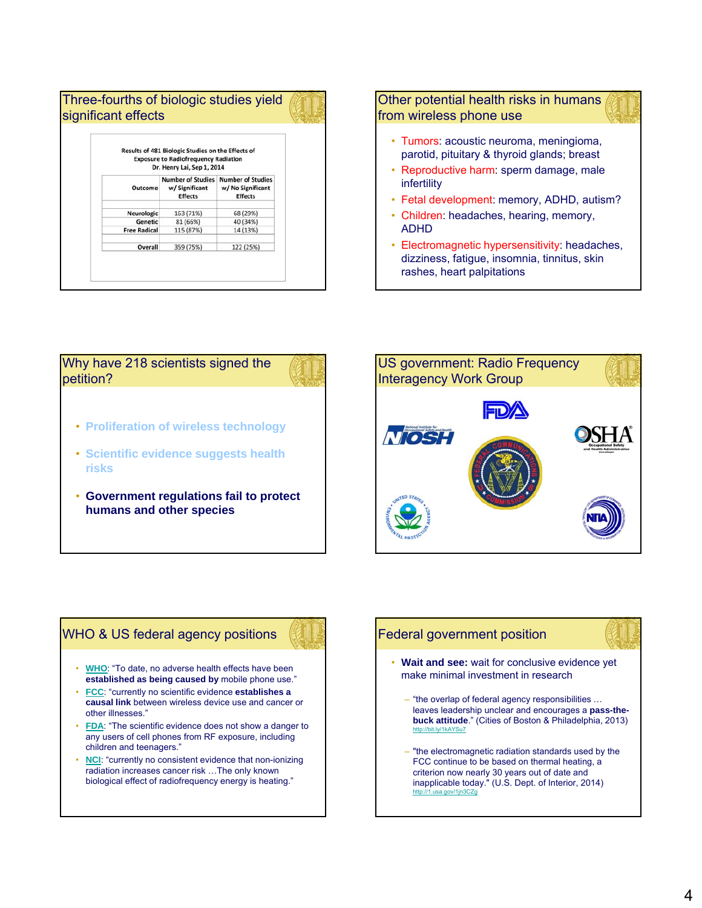## Three-fourths of biologic studies yield significant effects

Results of 481 Biologic Studies on the Effects of Exposure to Radiofrequency Radiation
Dr. Henry Lai, Sep 1, 2014

| Outcome | Number of Studies w/ Significant Effects | Number of Studies w/ No Significant Effects |
|---|---|---|
| Neurologic | 163 (71%) | 68 (29%) |
| Genetic | 81 (66%) | 40 (34%) |
| Free Radical | 115 (87%) | 14 (13%) |
| Overall | 359 (75%) | 122 (25%) |

## Other potential health risks in humans from wireless phone use

- Tumors: acoustic neuroma, meningioma, parotid, pituitary & thyroid glands; breast
- Reproductive harm: sperm damage, male infertility
- Fetal development: memory, ADHD, autism?
- Children: headaches, hearing, memory, ADHD
- Electromagnetic hypersensitivity: headaches, dizziness, fatigue, insomnia, tinnitus, skin rashes, heart palpitations

## Why have 218 scientists signed the petition?

- Proliferation of wireless technology
- Scientific evidence suggests health risks
- **Government regulations fail to protect humans and other species**

## US government: Radio Frequency Interagency Work Group

FDA, NIOSH, OSHA, FCC, EPA, NTIA

## WHO & US federal agency positions

- WHO: "To date, no adverse health effects have been **established as being caused by** mobile phone use."
- FCC: "currently no scientific evidence **establishes a causal link** between wireless device use and cancer or other illnesses."
- FDA: "The scientific evidence does not show a danger to any users of cell phones from RF exposure, including children and teenagers."
- NCI: "currently no consistent evidence that non-ionizing radiation increases cancer risk …The only known biological effect of radiofrequency energy is heating."

## Federal government position

- **Wait and see:** wait for conclusive evidence yet make minimal investment in research
  - "the overlap of federal agency responsibilities … leaves leadership unclear and encourages a **pass-the-buck attitude**." (Cities of Boston & Philadelphia, 2013) http://bit.ly/1kAYSu7
  - "the electromagnetic radiation standards used by the FCC continue to be based on thermal heating, a criterion now nearly 30 years out of date and inapplicable today." (U.S. Dept. of Interior, 2014) http://1.usa.gov/1jn3CZg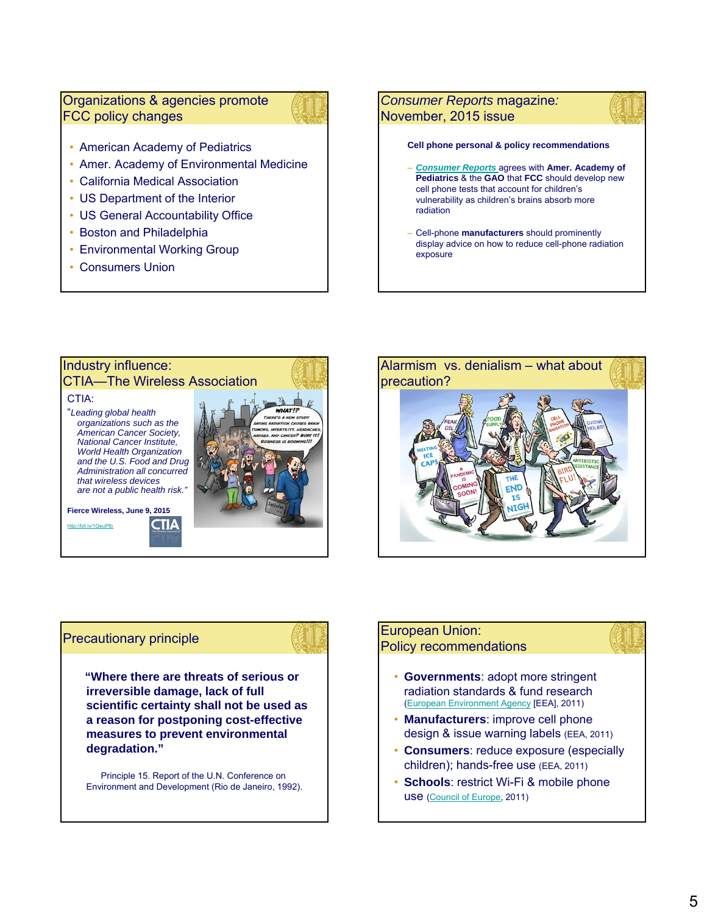## Organizations & agencies promote FCC policy changes

- American Academy of Pediatrics
- Amer. Academy of Environmental Medicine
- California Medical Association
- US Department of the Interior
- US General Accountability Office
- Boston and Philadelphia
- Environmental Working Group
- Consumers Union

## *Consumer Reports* magazine: November, 2015 issue

**Cell phone personal & policy recommendations**

- ***Consumer Reports*** agrees with **Amer. Academy of Pediatrics** & the **GAO** that **FCC** should develop new cell phone tests that account for children's vulnerability as children's brains absorb more radiation
- Cell-phone **manufacturers** should prominently display advice on how to reduce cell-phone radiation exposure

## Industry influence: CTIA—The Wireless Association

CTIA:

"*Leading global health organizations such as the American Cancer Society, National Cancer Institute, World Health Organization and the U.S. Food and Drug Administration all concurred that wireless devices are not a public health risk.*"

**Fierce Wireless, June 9, 2015**

http://bit.ly/1QeuPtb

## Alarmism vs. denialism – what about precaution?

## Precautionary principle

**"Where there are threats of serious or irreversible damage, lack of full scientific certainty shall not be used as a reason for postponing cost-effective measures to prevent environmental degradation."**

Principle 15. Report of the U.N. Conference on Environment and Development (Rio de Janeiro, 1992).

## European Union: Policy recommendations

- **Governments**: adopt more stringent radiation standards & fund research (European Environment Agency [EEA], 2011)
- **Manufacturers**: improve cell phone design & issue warning labels (EEA, 2011)
- **Consumers**: reduce exposure (especially children); hands-free use (EEA, 2011)
- **Schools**: restrict Wi-Fi & mobile phone use (Council of Europe, 2011)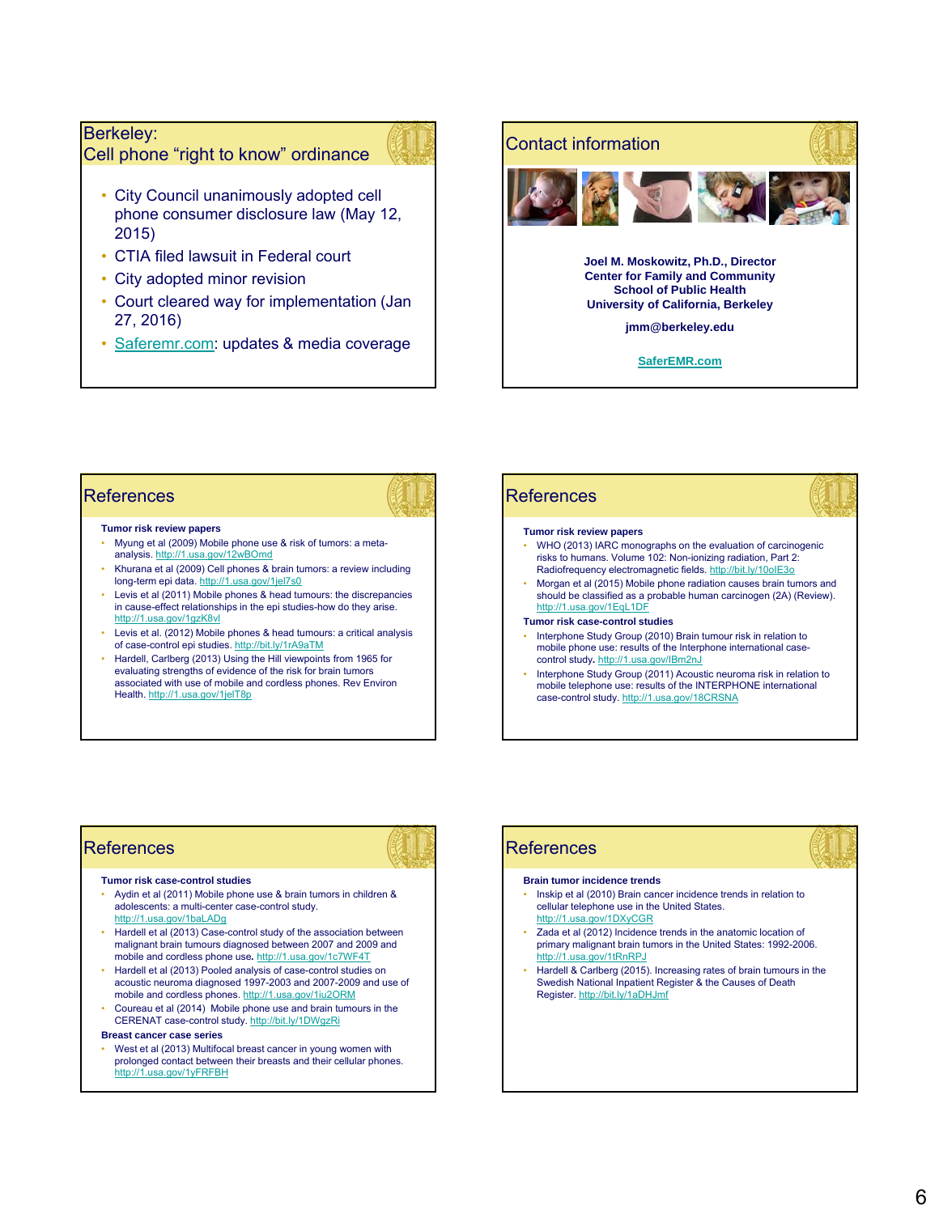## Berkeley: Cell phone "right to know" ordinance

- City Council unanimously adopted cell phone consumer disclosure law (May 12, 2015)
- CTIA filed lawsuit in Federal court
- City adopted minor revision
- Court cleared way for implementation (Jan 27, 2016)
- Saferemr.com: updates & media coverage

## Contact information

**Joel M. Moskowitz, Ph.D., Director**
**Center for Family and Community**
**School of Public Health**
**University of California, Berkeley**

**jmm@berkeley.edu**

**SaferEMR.com**

## References

**Tumor risk review papers**

- Myung et al (2009) Mobile phone use & risk of tumors: a meta-analysis. http://1.usa.gov/12wBOmd
- Khurana et al (2009) Cell phones & brain tumors: a review including long-term epi data. http://1.usa.gov/1jel7s0
- Levis et al (2011) Mobile phones & head tumours: the discrepancies in cause-effect relationships in the epi studies-how do they arise. http://1.usa.gov/1gzK8vl
- Levis et al. (2012) Mobile phones & head tumours: a critical analysis of case-control epi studies. http://bit.ly/1rA9aTM
- Hardell, Carlberg (2013) Using the Hill viewpoints from 1965 for evaluating strengths of evidence of the risk for brain tumors associated with use of mobile and cordless phones. Rev Environ Health. http://1.usa.gov/1jelT8p

## References

**Tumor risk review papers**

- WHO (2013) IARC monographs on the evaluation of carcinogenic risks to humans. Volume 102: Non-ionizing radiation, Part 2: Radiofrequency electromagnetic fields. http://bit.ly/10olE3o
- Morgan et al (2015) Mobile phone radiation causes brain tumors and should be classified as a probable human carcinogen (2A) (Review). http://1.usa.gov/1EqL1DF

**Tumor risk case-control studies**

- Interphone Study Group (2010) Brain tumour risk in relation to mobile phone use: results of the Interphone international case-control study. http://1.usa.gov/lBm2nJ
- Interphone Study Group (2011) Acoustic neuroma risk in relation to mobile telephone use: results of the INTERPHONE international case-control study. http://1.usa.gov/18CRSNA

## References

**Tumor risk case-control studies**

- Aydin et al (2011) Mobile phone use & brain tumors in children & adolescents: a multi-center case-control study. http://1.usa.gov/1baLADg
- Hardell et al (2013) Case-control study of the association between malignant brain tumours diagnosed between 2007 and 2009 and mobile and cordless phone use. http://1.usa.gov/1c7WF4T
- Hardell et al (2013) Pooled analysis of case-control studies on acoustic neuroma diagnosed 1997-2003 and 2007-2009 and use of mobile and cordless phones. http://1.usa.gov/1iu2ORM
- Coureau et al (2014) Mobile phone use and brain tumours in the CERENAT case-control study. http://bit.ly/1DWgzRi

**Breast cancer case series**

- West et al (2013) Multifocal breast cancer in young women with prolonged contact between their breasts and their cellular phones. http://1.usa.gov/1yFRFBH

## References

**Brain tumor incidence trends**

- Inskip et al (2010) Brain cancer incidence trends in relation to cellular telephone use in the United States. http://1.usa.gov/1DXyCGR
- Zada et al (2012) Incidence trends in the anatomic location of primary malignant brain tumors in the United States: 1992-2006. http://1.usa.gov/1tRnRPJ
- Hardell & Carlberg (2015). Increasing rates of brain tumours in the Swedish National Inpatient Register & the Causes of Death Register. http://bit.ly/1aDHJmf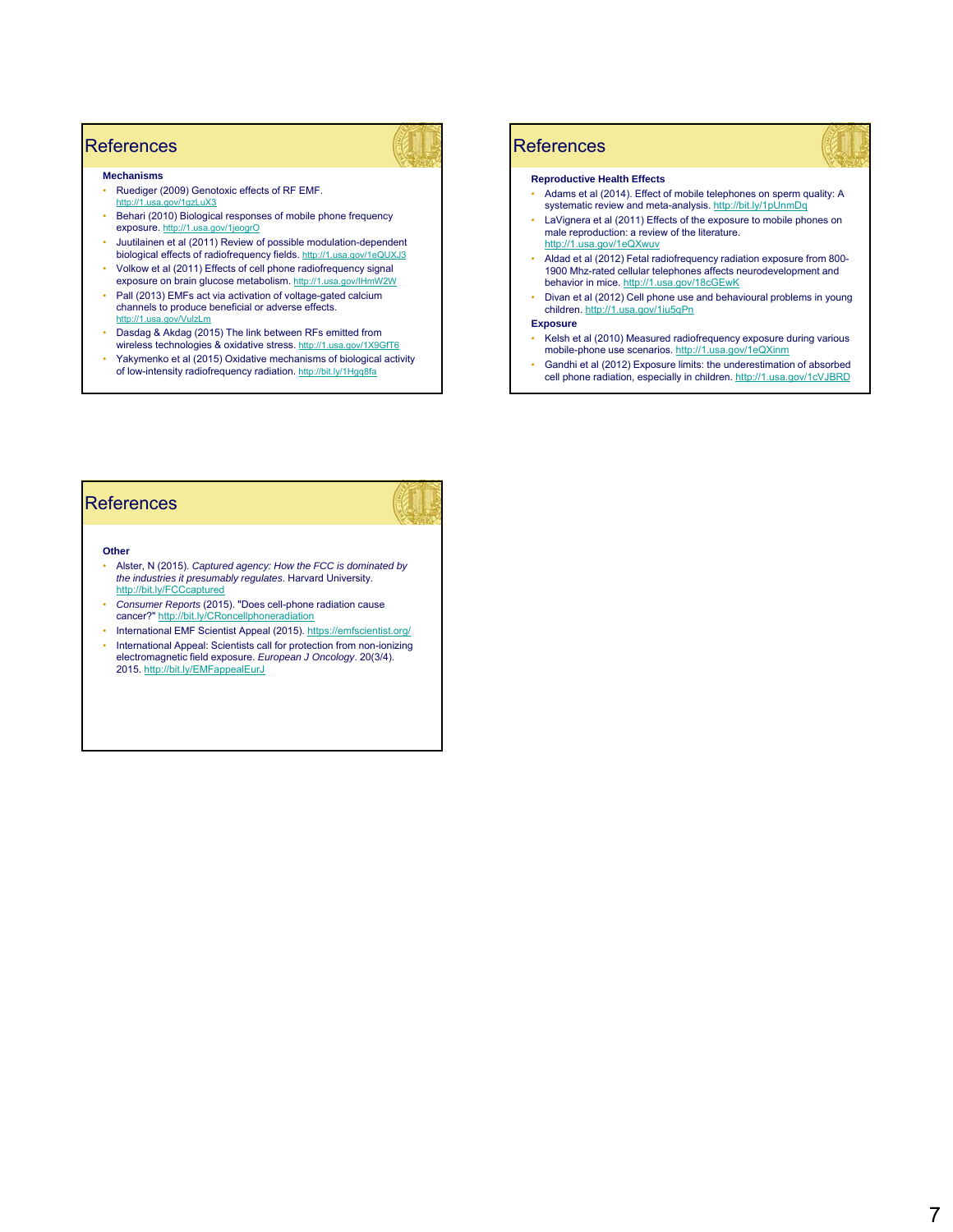## References

**Mechanisms**

- Ruediger (2009) Genotoxic effects of RF EMF. http://1.usa.gov/1gzLuX3
- Behari (2010) Biological responses of mobile phone frequency exposure. http://1.usa.gov/1jeogrO
- Juutilainen et al (2011) Review of possible modulation-dependent biological effects of radiofrequency fields. http://1.usa.gov/1eQUXJ3
- Volkow et al (2011) Effects of cell phone radiofrequency signal exposure on brain glucose metabolism. http://1.usa.gov/lHmW2W
- Pall (2013) EMFs act via activation of voltage-gated calcium channels to produce beneficial or adverse effects. http://1.usa.gov/VulzLm
- Dasdag & Akdag (2015) The link between RFs emitted from wireless technologies & oxidative stress. http://1.usa.gov/1X9GfT6
- Yakymenko et al (2015) Oxidative mechanisms of biological activity of low-intensity radiofrequency radiation. http://bit.ly/1Hgq8fa

## References

**Reproductive Health Effects**

- Adams et al (2014). Effect of mobile telephones on sperm quality: A systematic review and meta-analysis. http://bit.ly/1pUnmDq
- LaVignera et al (2011) Effects of the exposure to mobile phones on male reproduction: a review of the literature. http://1.usa.gov/1eQXwuv
- Aldad et al (2012) Fetal radiofrequency radiation exposure from 800-1900 Mhz-rated cellular telephones affects neurodevelopment and behavior in mice. http://1.usa.gov/18cGEwK
- Divan et al (2012) Cell phone use and behavioural problems in young children. http://1.usa.gov/1iu5qPn

**Exposure**

- Kelsh et al (2010) Measured radiofrequency exposure during various mobile-phone use scenarios. http://1.usa.gov/1eQXinm
- Gandhi et al (2012) Exposure limits: the underestimation of absorbed cell phone radiation, especially in children. http://1.usa.gov/1cVJBRD

## References

**Other**

- Alster, N (2015). *Captured agency: How the FCC is dominated by the industries it presumably regulates*. Harvard University. http://bit.ly/FCCcaptured
- *Consumer Reports* (2015). "Does cell-phone radiation cause cancer?" http://bit.ly/CRoncellphoneradiation
- International EMF Scientist Appeal (2015). https://emfscientist.org/
- International Appeal: Scientists call for protection from non-ionizing electromagnetic field exposure. *European J Oncology*. 20(3/4). 2015. http://bit.ly/EMFappealEurJ